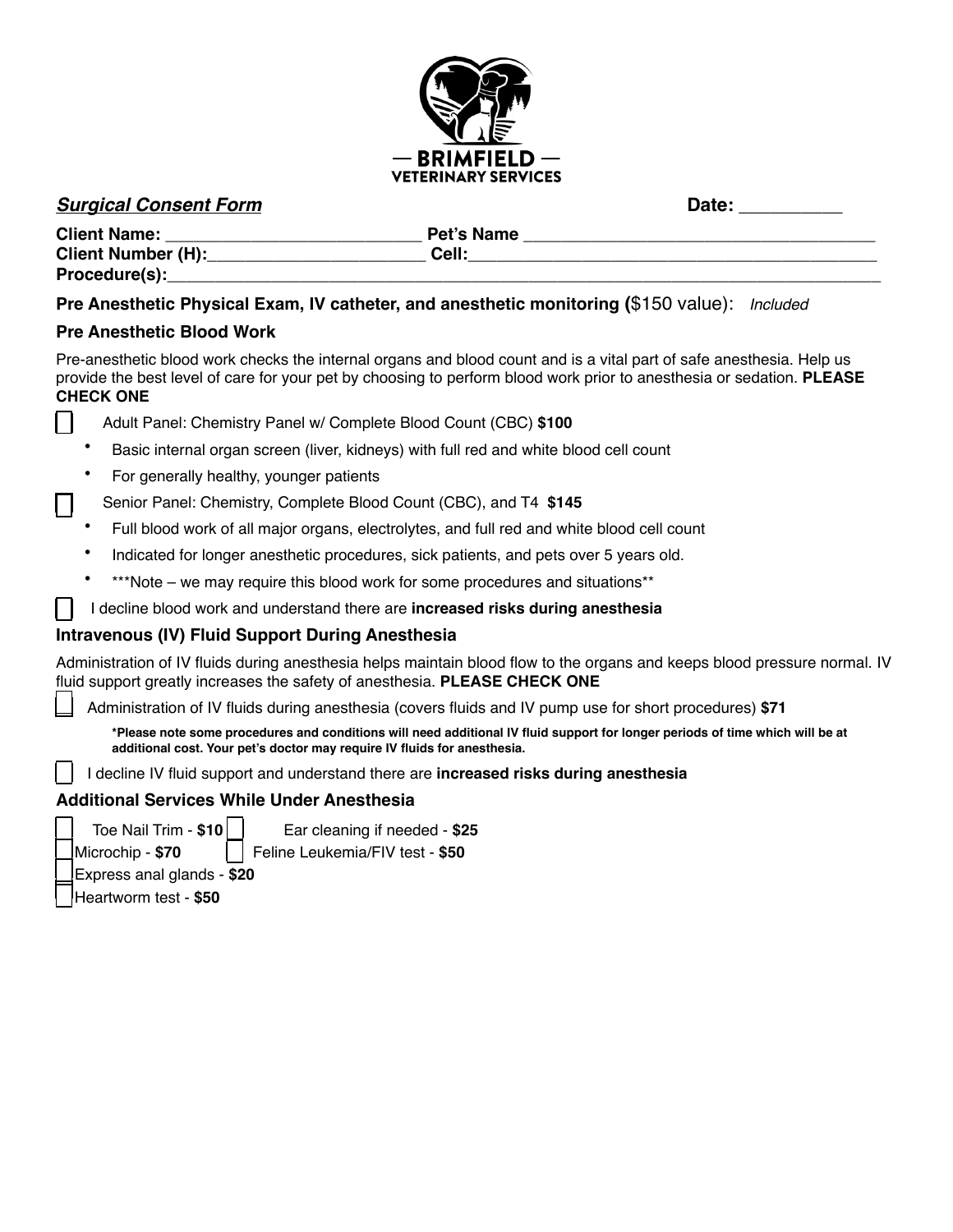BRIMFIELD
VETERINARY SERVICES

***Surgical Consent Form*** **Date:** __________

**Client Name:** ___________________________ **Pet's Name** _____________________________________
**Client Number (H):**______________________ **Cell:**__________________________________________
**Procedure(s):**______________________________________________________________________________

**Pre Anesthetic Physical Exam, IV catheter, and anesthetic monitoring (**$150 value): *Included*

**Pre Anesthetic Blood Work**

Pre-anesthetic blood work checks the internal organs and blood count and is a vital part of safe anesthesia. Help us provide the best level of care for your pet by choosing to perform blood work prior to anesthesia or sedation. **PLEASE CHECK ONE**

☐ Adult Panel: Chemistry Panel w/ Complete Blood Count (CBC) **$100**

- Basic internal organ screen (liver, kidneys) with full red and white blood cell count
- For generally healthy, younger patients

☐ Senior Panel: Chemistry, Complete Blood Count (CBC), and T4 **$145**

- Full blood work of all major organs, electrolytes, and full red and white blood cell count
- Indicated for longer anesthetic procedures, sick patients, and pets over 5 years old.
- ***Note – we may require this blood work for some procedures and situations**

☐ I decline blood work and understand there are **increased risks during anesthesia**

**Intravenous (IV) Fluid Support During Anesthesia**

Administration of IV fluids during anesthesia helps maintain blood flow to the organs and keeps blood pressure normal. IV fluid support greatly increases the safety of anesthesia. **PLEASE CHECK ONE**

☐ Administration of IV fluids during anesthesia (covers fluids and IV pump use for short procedures) **$71**

**\*Please note some procedures and conditions will need additional IV fluid support for longer periods of time which will be at additional cost. Your pet's doctor may require IV fluids for anesthesia.**

☐ I decline IV fluid support and understand there are **increased risks during anesthesia**

**Additional Services While Under Anesthesia**

☐ Toe Nail Trim - **$10** ☐ Ear cleaning if needed - **$25**
☐ Microchip - **$70** ☐ Feline Leukemia/FIV test - **$50**
☐ Express anal glands - **$20**
☐ Heartworm test - **$50**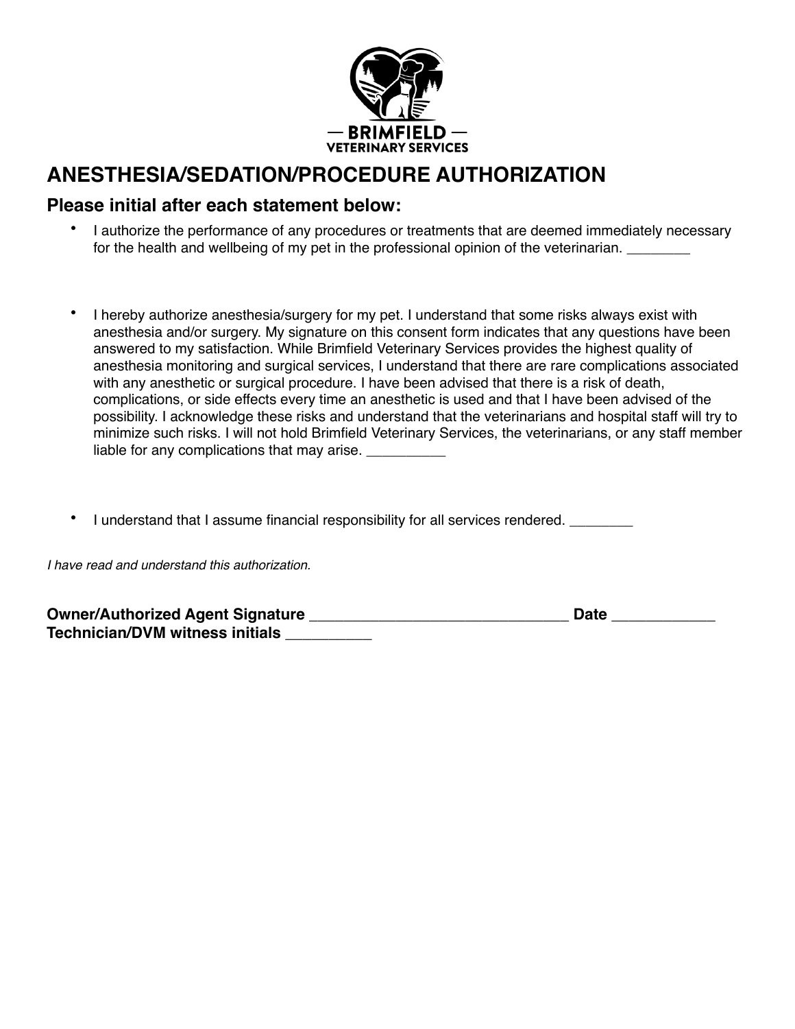— BRIMFIELD —
VETERINARY SERVICES

## ANESTHESIA/SEDATION/PROCEDURE AUTHORIZATION

### Please initial after each statement below:

- I authorize the performance of any procedures or treatments that are deemed immediately necessary for the health and wellbeing of my pet in the professional opinion of the veterinarian. ________

- I hereby authorize anesthesia/surgery for my pet. I understand that some risks always exist with anesthesia and/or surgery. My signature on this consent form indicates that any questions have been answered to my satisfaction. While Brimfield Veterinary Services provides the highest quality of anesthesia monitoring and surgical services, I understand that there are rare complications associated with any anesthetic or surgical procedure. I have been advised that there is a risk of death, complications, or side effects every time an anesthetic is used and that I have been advised of the possibility. I acknowledge these risks and understand that the veterinarians and hospital staff will try to minimize such risks. I will not hold Brimfield Veterinary Services, the veterinarians, or any staff member liable for any complications that may arise. __________

- I understand that I assume financial responsibility for all services rendered. ________

*I have read and understand this authorization.*

**Owner/Authorized Agent Signature** ______________________________ **Date** ____________
**Technician/DVM witness initials** __________